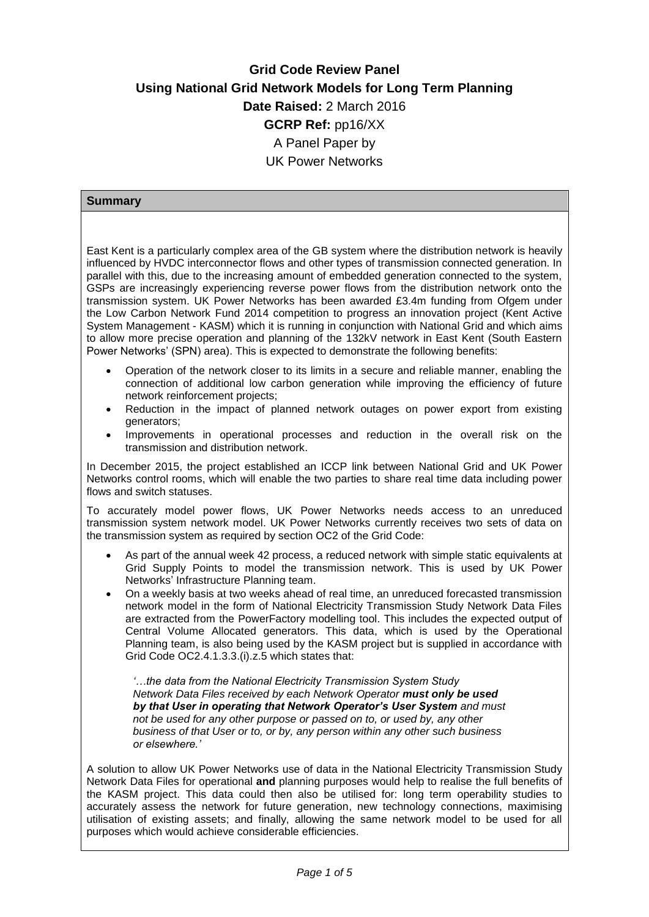**Grid Code Review Panel**

**Using National Grid Network Models for Long Term Planning**

**Date Raised:** 2 March 2016

**GCRP Ref:** pp16/XX

A Panel Paper by

UK Power Networks

## Summary

East Kent is a particularly complex area of the GB system where the distribution network is heavily influenced by HVDC interconnector flows and other types of transmission connected generation. In parallel with this, due to the increasing amount of embedded generation connected to the system, GSPs are increasingly experiencing reverse power flows from the distribution network onto the transmission system. UK Power Networks has been awarded £3.4m funding from Ofgem under the Low Carbon Network Fund 2014 competition to progress an innovation project (Kent Active System Management - KASM) which it is running in conjunction with National Grid and which aims to allow more precise operation and planning of the 132kV network in East Kent (South Eastern Power Networks' (SPN) area). This is expected to demonstrate the following benefits:

- Operation of the network closer to its limits in a secure and reliable manner, enabling the connection of additional low carbon generation while improving the efficiency of future network reinforcement projects;
- Reduction in the impact of planned network outages on power export from existing generators;
- Improvements in operational processes and reduction in the overall risk on the transmission and distribution network.

In December 2015, the project established an ICCP link between National Grid and UK Power Networks control rooms, which will enable the two parties to share real time data including power flows and switch statuses.

To accurately model power flows, UK Power Networks needs access to an unreduced transmission system network model. UK Power Networks currently receives two sets of data on the transmission system as required by section OC2 of the Grid Code:

- As part of the annual week 42 process, a reduced network with simple static equivalents at Grid Supply Points to model the transmission network. This is used by UK Power Networks' Infrastructure Planning team.
- On a weekly basis at two weeks ahead of real time, an unreduced forecasted transmission network model in the form of National Electricity Transmission Study Network Data Files are extracted from the PowerFactory modelling tool. This includes the expected output of Central Volume Allocated generators. This data, which is used by the Operational Planning team, is also being used by the KASM project but is supplied in accordance with Grid Code OC2.4.1.3.3.(i).z.5 which states that:

  *'…the data from the National Electricity Transmission System Study Network Data Files received by each Network Operator* ***must only be used by that User in operating that Network Operator's User System*** *and must not be used for any other purpose or passed on to, or used by, any other business of that User or to, or by, any person within any other such business or elsewhere.'*

A solution to allow UK Power Networks use of data in the National Electricity Transmission Study Network Data Files for operational **and** planning purposes would help to realise the full benefits of the KASM project. This data could then also be utilised for: long term operability studies to accurately assess the network for future generation, new technology connections, maximising utilisation of existing assets; and finally, allowing the same network model to be used for all purposes which would achieve considerable efficiencies.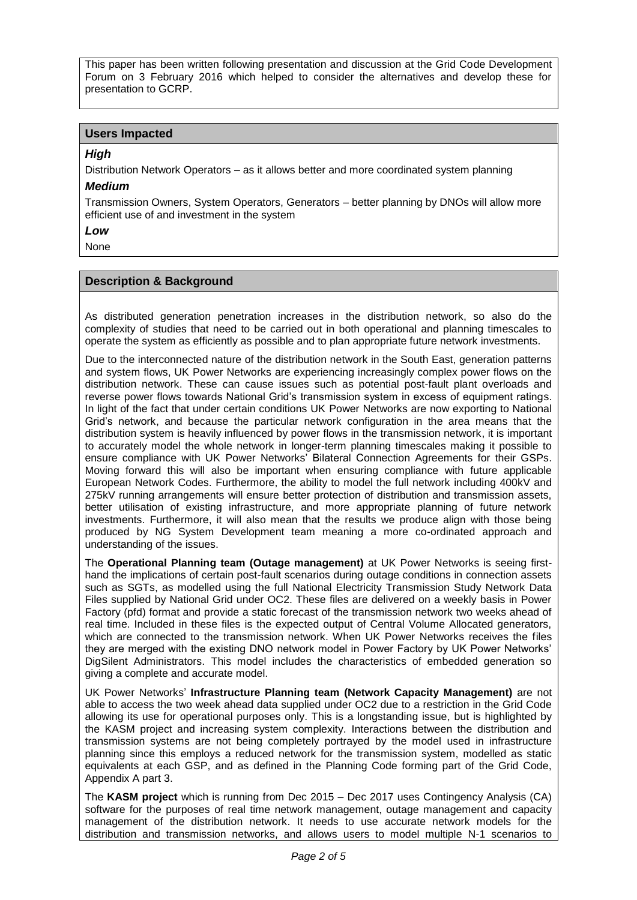This paper has been written following presentation and discussion at the Grid Code Development Forum on 3 February 2016 which helped to consider the alternatives and develop these for presentation to GCRP.

## Users Impacted

***High***

Distribution Network Operators – as it allows better and more coordinated system planning

***Medium***

Transmission Owners, System Operators, Generators – better planning by DNOs will allow more efficient use of and investment in the system

***Low***

None

## Description & Background

As distributed generation penetration increases in the distribution network, so also do the complexity of studies that need to be carried out in both operational and planning timescales to operate the system as efficiently as possible and to plan appropriate future network investments.

Due to the interconnected nature of the distribution network in the South East, generation patterns and system flows, UK Power Networks are experiencing increasingly complex power flows on the distribution network. These can cause issues such as potential post-fault plant overloads and reverse power flows towards National Grid's transmission system in excess of equipment ratings. In light of the fact that under certain conditions UK Power Networks are now exporting to National Grid's network, and because the particular network configuration in the area means that the distribution system is heavily influenced by power flows in the transmission network, it is important to accurately model the whole network in longer-term planning timescales making it possible to ensure compliance with UK Power Networks' Bilateral Connection Agreements for their GSPs. Moving forward this will also be important when ensuring compliance with future applicable European Network Codes. Furthermore, the ability to model the full network including 400kV and 275kV running arrangements will ensure better protection of distribution and transmission assets, better utilisation of existing infrastructure, and more appropriate planning of future network investments. Furthermore, it will also mean that the results we produce align with those being produced by NG System Development team meaning a more co-ordinated approach and understanding of the issues.

The **Operational Planning team (Outage management)** at UK Power Networks is seeing first-hand the implications of certain post-fault scenarios during outage conditions in connection assets such as SGTs, as modelled using the full National Electricity Transmission Study Network Data Files supplied by National Grid under OC2. These files are delivered on a weekly basis in Power Factory (pfd) format and provide a static forecast of the transmission network two weeks ahead of real time. Included in these files is the expected output of Central Volume Allocated generators, which are connected to the transmission network. When UK Power Networks receives the files they are merged with the existing DNO network model in Power Factory by UK Power Networks' DigSilent Administrators. This model includes the characteristics of embedded generation so giving a complete and accurate model.

UK Power Networks' **Infrastructure Planning team (Network Capacity Management)** are not able to access the two week ahead data supplied under OC2 due to a restriction in the Grid Code allowing its use for operational purposes only. This is a longstanding issue, but is highlighted by the KASM project and increasing system complexity. Interactions between the distribution and transmission systems are not being completely portrayed by the model used in infrastructure planning since this employs a reduced network for the transmission system, modelled as static equivalents at each GSP, and as defined in the Planning Code forming part of the Grid Code, Appendix A part 3.

The **KASM project** which is running from Dec 2015 – Dec 2017 uses Contingency Analysis (CA) software for the purposes of real time network management, outage management and capacity management of the distribution network. It needs to use accurate network models for the distribution and transmission networks, and allows users to model multiple N-1 scenarios to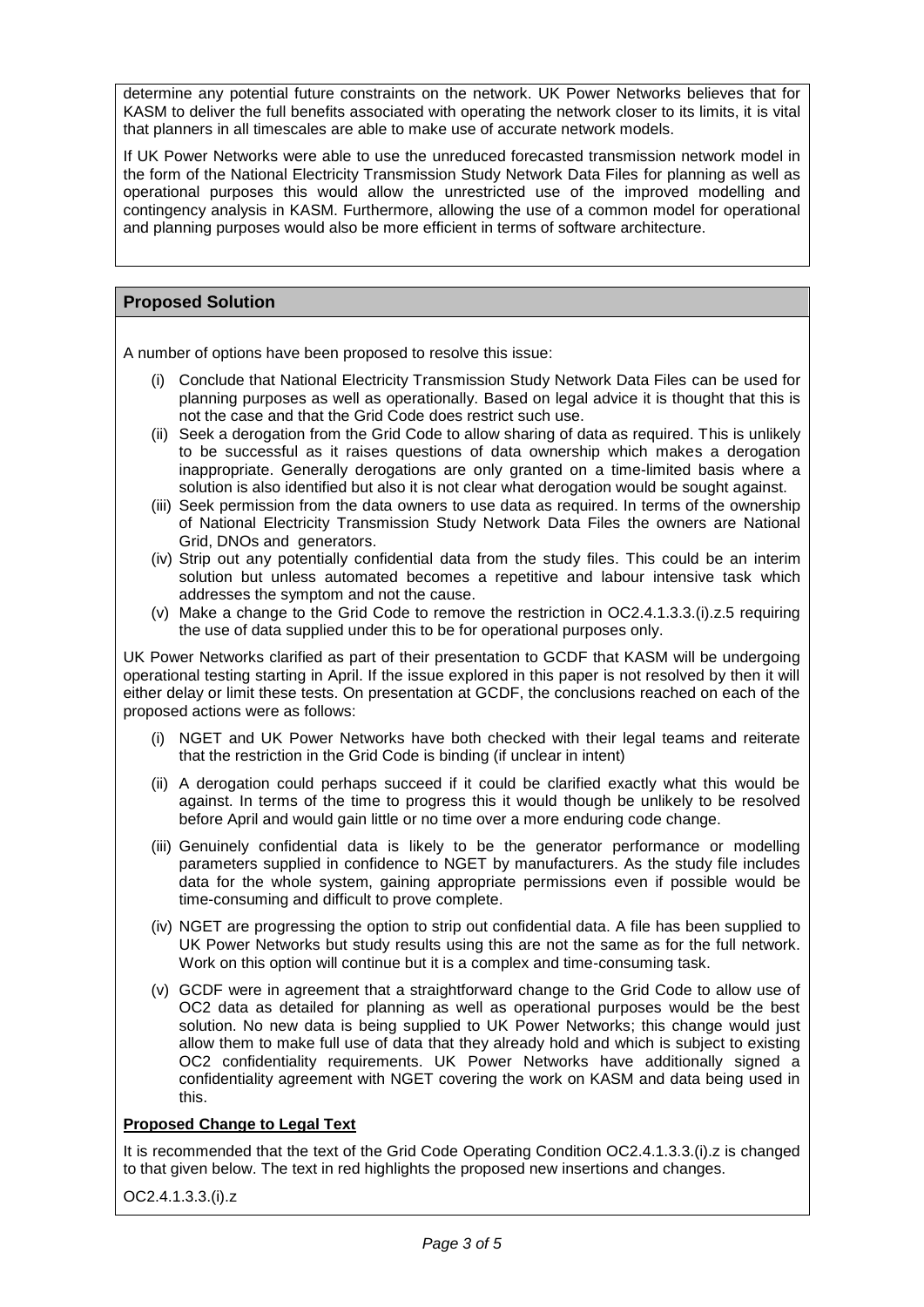determine any potential future constraints on the network. UK Power Networks believes that for KASM to deliver the full benefits associated with operating the network closer to its limits, it is vital that planners in all timescales are able to make use of accurate network models.

If UK Power Networks were able to use the unreduced forecasted transmission network model in the form of the National Electricity Transmission Study Network Data Files for planning as well as operational purposes this would allow the unrestricted use of the improved modelling and contingency analysis in KASM. Furthermore, allowing the use of a common model for operational and planning purposes would also be more efficient in terms of software architecture.

## Proposed Solution

A number of options have been proposed to resolve this issue:

(i) Conclude that National Electricity Transmission Study Network Data Files can be used for planning purposes as well as operationally. Based on legal advice it is thought that this is not the case and that the Grid Code does restrict such use.

(ii) Seek a derogation from the Grid Code to allow sharing of data as required. This is unlikely to be successful as it raises questions of data ownership which makes a derogation inappropriate. Generally derogations are only granted on a time-limited basis where a solution is also identified but also it is not clear what derogation would be sought against.

(iii) Seek permission from the data owners to use data as required. In terms of the ownership of National Electricity Transmission Study Network Data Files the owners are National Grid, DNOs and generators.

(iv) Strip out any potentially confidential data from the study files. This could be an interim solution but unless automated becomes a repetitive and labour intensive task which addresses the symptom and not the cause.

(v) Make a change to the Grid Code to remove the restriction in OC2.4.1.3.3.(i).z.5 requiring the use of data supplied under this to be for operational purposes only.

UK Power Networks clarified as part of their presentation to GCDF that KASM will be undergoing operational testing starting in April. If the issue explored in this paper is not resolved by then it will either delay or limit these tests. On presentation at GCDF, the conclusions reached on each of the proposed actions were as follows:

(i) NGET and UK Power Networks have both checked with their legal teams and reiterate that the restriction in the Grid Code is binding (if unclear in intent)

(ii) A derogation could perhaps succeed if it could be clarified exactly what this would be against. In terms of the time to progress this it would though be unlikely to be resolved before April and would gain little or no time over a more enduring code change.

(iii) Genuinely confidential data is likely to be the generator performance or modelling parameters supplied in confidence to NGET by manufacturers. As the study file includes data for the whole system, gaining appropriate permissions even if possible would be time-consuming and difficult to prove complete.

(iv) NGET are progressing the option to strip out confidential data. A file has been supplied to UK Power Networks but study results using this are not the same as for the full network. Work on this option will continue but it is a complex and time-consuming task.

(v) GCDF were in agreement that a straightforward change to the Grid Code to allow use of OC2 data as detailed for planning as well as operational purposes would be the best solution. No new data is being supplied to UK Power Networks; this change would just allow them to make full use of data that they already hold and which is subject to existing OC2 confidentiality requirements. UK Power Networks have additionally signed a confidentiality agreement with NGET covering the work on KASM and data being used in this.

**Proposed Change to Legal Text**

It is recommended that the text of the Grid Code Operating Condition OC2.4.1.3.3.(i).z is changed to that given below. The text in red highlights the proposed new insertions and changes.

OC2.4.1.3.3.(i).z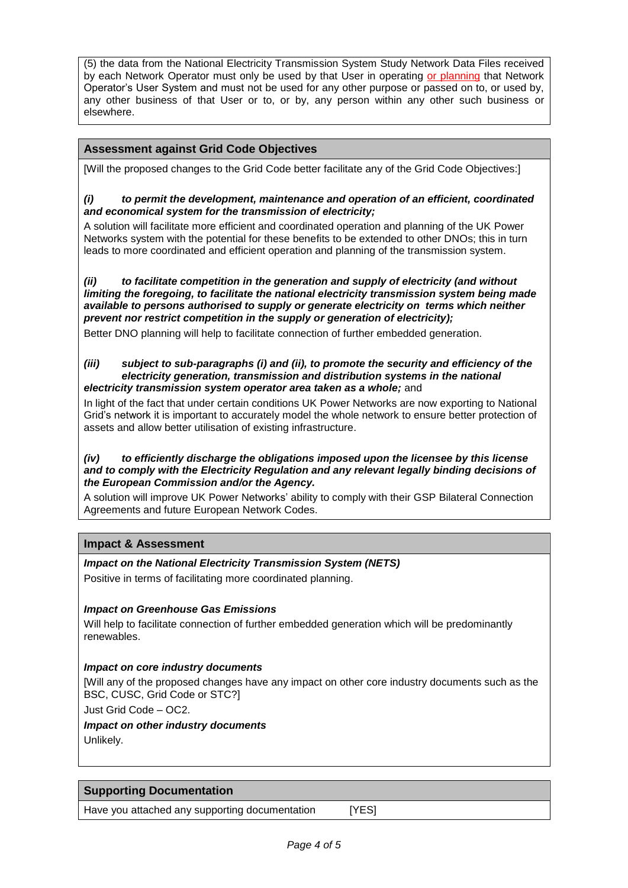(5) the data from the National Electricity Transmission System Study Network Data Files received by each Network Operator must only be used by that User in operating or planning that Network Operator's User System and must not be used for any other purpose or passed on to, or used by, any other business of that User or to, or by, any person within any other such business or elsewhere.

## Assessment against Grid Code Objectives

[Will the proposed changes to the Grid Code better facilitate any of the Grid Code Objectives:]

***(i) to permit the development, maintenance and operation of an efficient, coordinated and economical system for the transmission of electricity;***

A solution will facilitate more efficient and coordinated operation and planning of the UK Power Networks system with the potential for these benefits to be extended to other DNOs; this in turn leads to more coordinated and efficient operation and planning of the transmission system.

***(ii) to facilitate competition in the generation and supply of electricity (and without limiting the foregoing, to facilitate the national electricity transmission system being made available to persons authorised to supply or generate electricity on terms which neither prevent nor restrict competition in the supply or generation of electricity);***

Better DNO planning will help to facilitate connection of further embedded generation.

***(iii) subject to sub-paragraphs (i) and (ii), to promote the security and efficiency of the electricity generation, transmission and distribution systems in the national electricity transmission system operator area taken as a whole;*** and

In light of the fact that under certain conditions UK Power Networks are now exporting to National Grid's network it is important to accurately model the whole network to ensure better protection of assets and allow better utilisation of existing infrastructure.

***(iv) to efficiently discharge the obligations imposed upon the licensee by this license and to comply with the Electricity Regulation and any relevant legally binding decisions of the European Commission and/or the Agency.***

A solution will improve UK Power Networks' ability to comply with their GSP Bilateral Connection Agreements and future European Network Codes.

## Impact & Assessment

***Impact on the National Electricity Transmission System (NETS)***

Positive in terms of facilitating more coordinated planning.

***Impact on Greenhouse Gas Emissions***

Will help to facilitate connection of further embedded generation which will be predominantly renewables.

***Impact on core industry documents***

[Will any of the proposed changes have any impact on other core industry documents such as the BSC, CUSC, Grid Code or STC?]

Just Grid Code – OC2.

***Impact on other industry documents***

Unlikely.

## Supporting Documentation

Have you attached any supporting documentation [YES]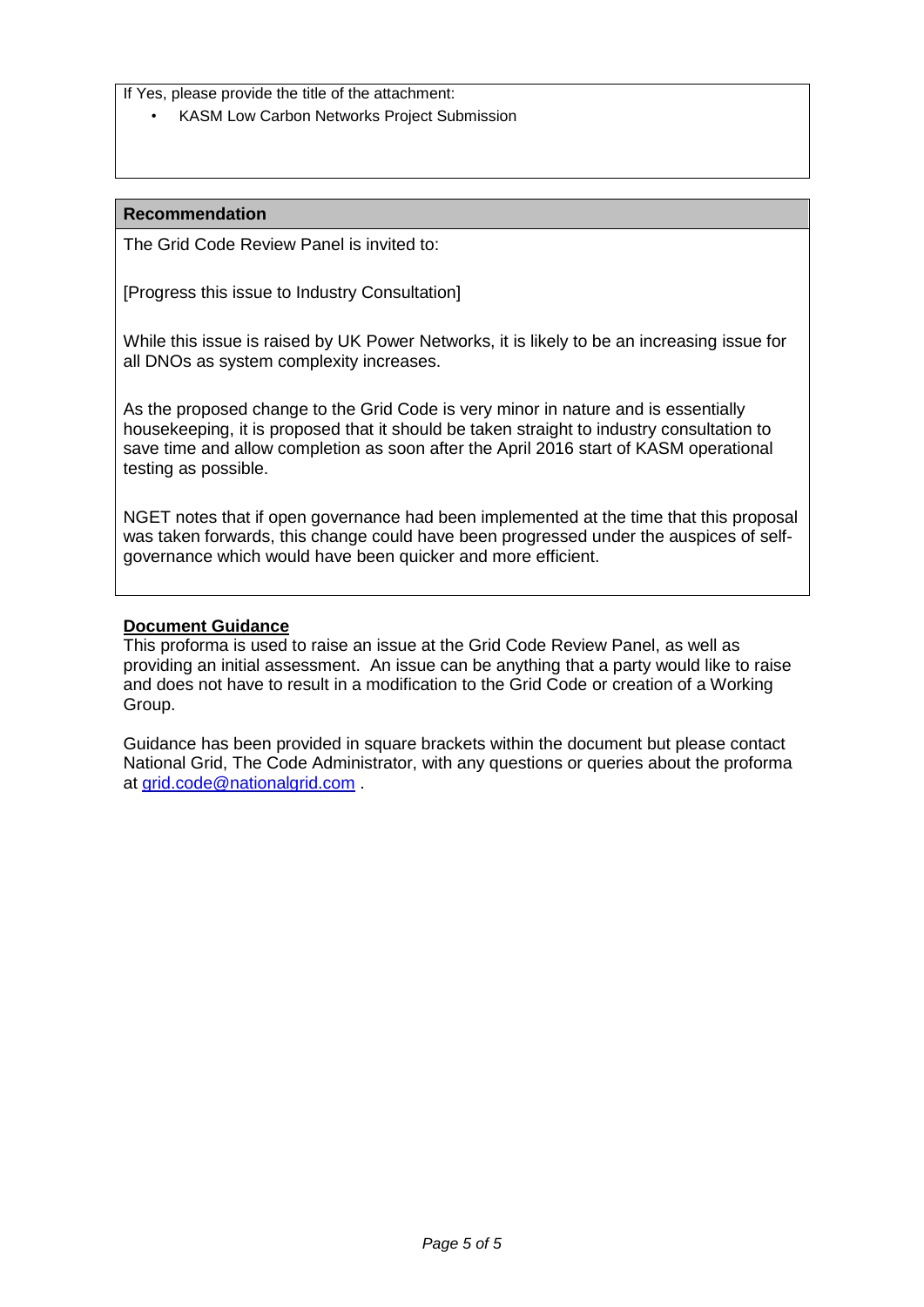If Yes, please provide the title of the attachment:

- KASM Low Carbon Networks Project Submission

## Recommendation

The Grid Code Review Panel is invited to:

[Progress this issue to Industry Consultation]

While this issue is raised by UK Power Networks, it is likely to be an increasing issue for all DNOs as system complexity increases.

As the proposed change to the Grid Code is very minor in nature and is essentially housekeeping, it is proposed that it should be taken straight to industry consultation to save time and allow completion as soon after the April 2016 start of KASM operational testing as possible.

NGET notes that if open governance had been implemented at the time that this proposal was taken forwards, this change could have been progressed under the auspices of self-governance which would have been quicker and more efficient.

**Document Guidance**

This proforma is used to raise an issue at the Grid Code Review Panel, as well as providing an initial assessment. An issue can be anything that a party would like to raise and does not have to result in a modification to the Grid Code or creation of a Working Group.

Guidance has been provided in square brackets within the document but please contact National Grid, The Code Administrator, with any questions or queries about the proforma at grid.code@nationalgrid.com .